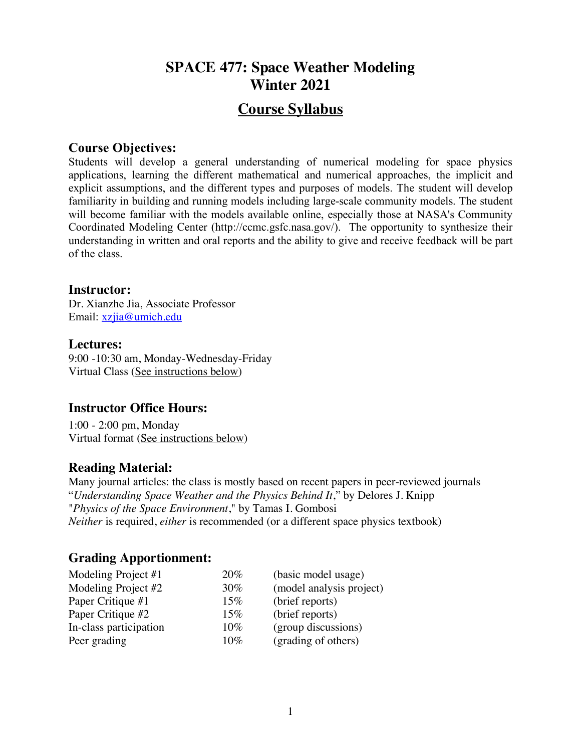# SPACE 477: Space Weather Modeling
# Winter 2021

## Course Syllabus

### Course Objectives:

Students will develop a general understanding of numerical modeling for space physics applications, learning the different mathematical and numerical approaches, the implicit and explicit assumptions, and the different types and purposes of models. The student will develop familiarity in building and running models including large-scale community models. The student will become familiar with the models available online, especially those at NASA's Community Coordinated Modeling Center (http://ccmc.gsfc.nasa.gov/). The opportunity to synthesize their understanding in written and oral reports and the ability to give and receive feedback will be part of the class.

### Instructor:

Dr. Xianzhe Jia, Associate Professor
Email: xzjia@umich.edu

### Lectures:

9:00 -10:30 am, Monday-Wednesday-Friday
Virtual Class (See instructions below)

### Instructor Office Hours:

1:00 - 2:00 pm, Monday
Virtual format (See instructions below)

### Reading Material:

Many journal articles: the class is mostly based on recent papers in peer-reviewed journals
"*Understanding Space Weather and the Physics Behind It*," by Delores J. Knipp
"*Physics of the Space Environment*," by Tamas I. Gombosi
*Neither* is required, *either* is recommended (or a different space physics textbook)

### Grading Apportionment:

| | | |
|---|---|---|
| Modeling Project #1 | 20% | (basic model usage) |
| Modeling Project #2 | 30% | (model analysis project) |
| Paper Critique #1 | 15% | (brief reports) |
| Paper Critique #2 | 15% | (brief reports) |
| In-class participation | 10% | (group discussions) |
| Peer grading | 10% | (grading of others) |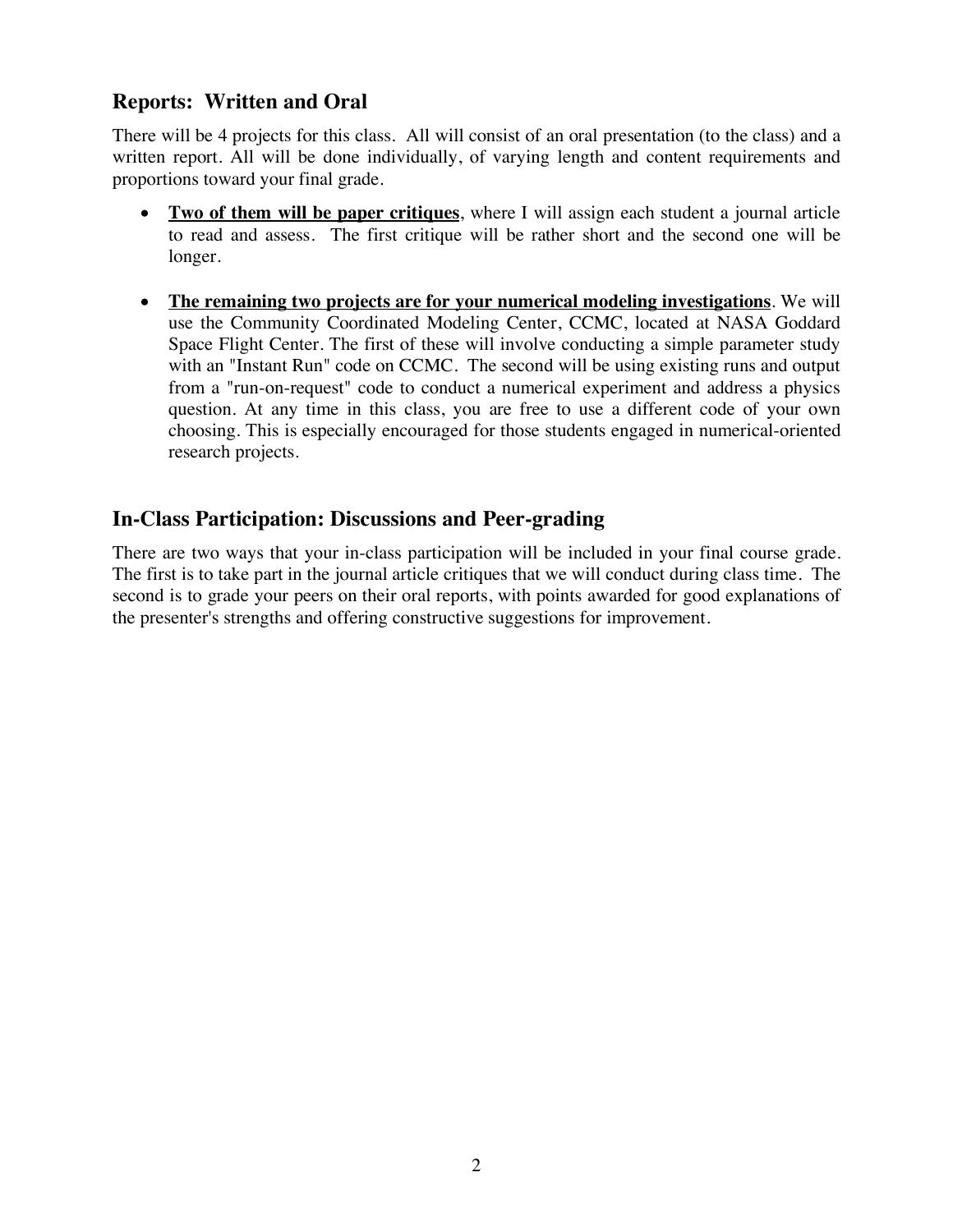## Reports: Written and Oral

There will be 4 projects for this class. All will consist of an oral presentation (to the class) and a written report. All will be done individually, of varying length and content requirements and proportions toward your final grade.

- **Two of them will be paper critiques**, where I will assign each student a journal article to read and assess. The first critique will be rather short and the second one will be longer.

- **The remaining two projects are for your numerical modeling investigations**. We will use the Community Coordinated Modeling Center, CCMC, located at NASA Goddard Space Flight Center. The first of these will involve conducting a simple parameter study with an "Instant Run" code on CCMC. The second will be using existing runs and output from a "run-on-request" code to conduct a numerical experiment and address a physics question. At any time in this class, you are free to use a different code of your own choosing. This is especially encouraged for those students engaged in numerical-oriented research projects.

## In-Class Participation: Discussions and Peer-grading

There are two ways that your in-class participation will be included in your final course grade. The first is to take part in the journal article critiques that we will conduct during class time. The second is to grade your peers on their oral reports, with points awarded for good explanations of the presenter's strengths and offering constructive suggestions for improvement.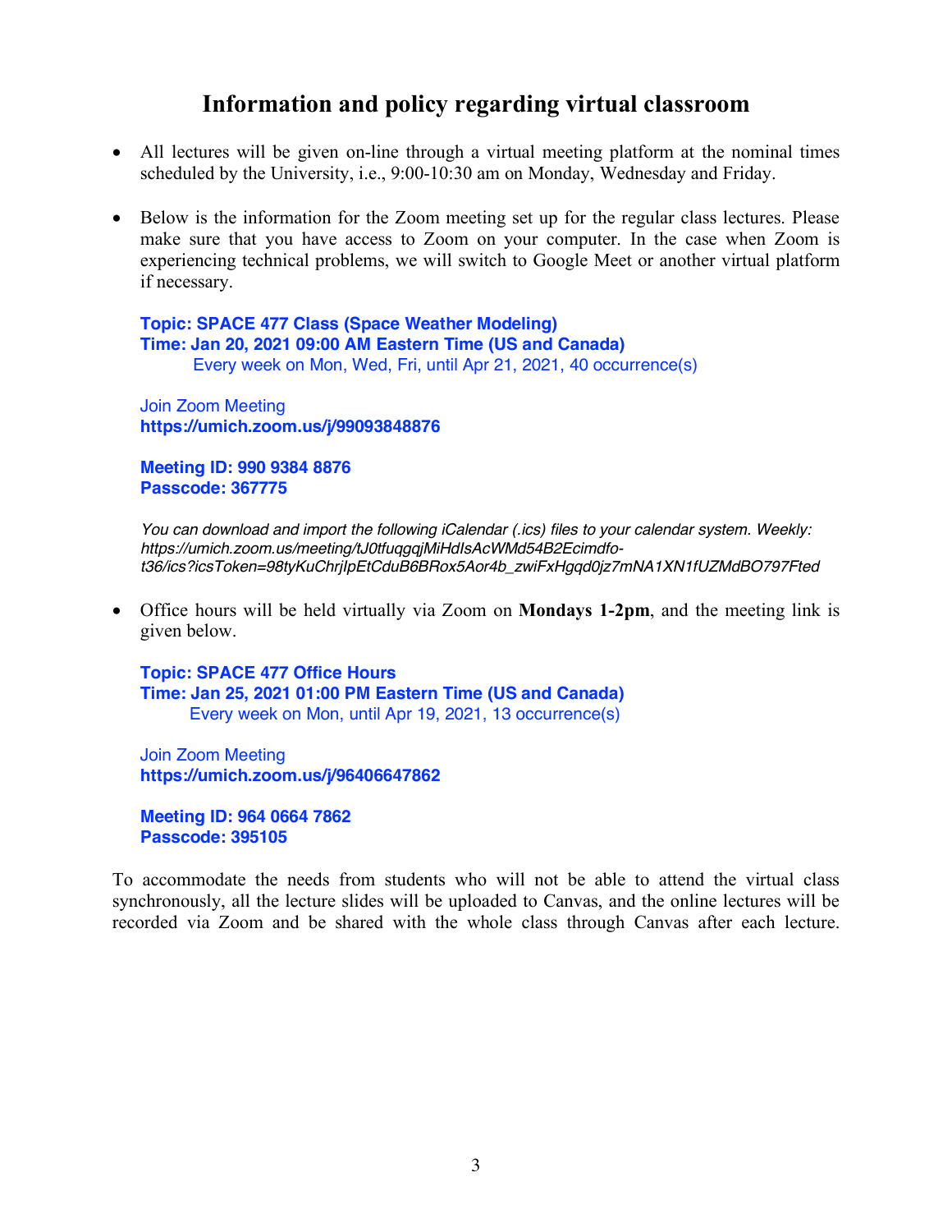## Information and policy regarding virtual classroom

- All lectures will be given on-line through a virtual meeting platform at the nominal times scheduled by the University, i.e., 9:00-10:30 am on Monday, Wednesday and Friday.

- Below is the information for the Zoom meeting set up for the regular class lectures. Please make sure that you have access to Zoom on your computer. In the case when Zoom is experiencing technical problems, we will switch to Google Meet or another virtual platform if necessary.

  **Topic: SPACE 477 Class (Space Weather Modeling)**
  **Time: Jan 20, 2021 09:00 AM Eastern Time (US and Canada)**
  Every week on Mon, Wed, Fri, until Apr 21, 2021, 40 occurrence(s)

  Join Zoom Meeting
  **https://umich.zoom.us/j/99093848876**

  **Meeting ID: 990 9384 8876**
  **Passcode: 367775**

  *You can download and import the following iCalendar (.ics) files to your calendar system. Weekly: https://umich.zoom.us/meeting/tJ0tfuqgqjMiHdIsAcWMd54B2Ecimdfo-t36/ics?icsToken=98tyKuChrjIpEtCduB6BRox5Aor4b_zwiFxHgqd0jz7mNA1XN1fUZMdBO797Fted*

- Office hours will be held virtually via Zoom on **Mondays 1-2pm**, and the meeting link is given below.

  **Topic: SPACE 477 Office Hours**
  **Time: Jan 25, 2021 01:00 PM Eastern Time (US and Canada)**
  Every week on Mon, until Apr 19, 2021, 13 occurrence(s)

  Join Zoom Meeting
  **https://umich.zoom.us/j/96406647862**

  **Meeting ID: 964 0664 7862**
  **Passcode: 395105**

To accommodate the needs from students who will not be able to attend the virtual class synchronously, all the lecture slides will be uploaded to Canvas, and the online lectures will be recorded via Zoom and be shared with the whole class through Canvas after each lecture.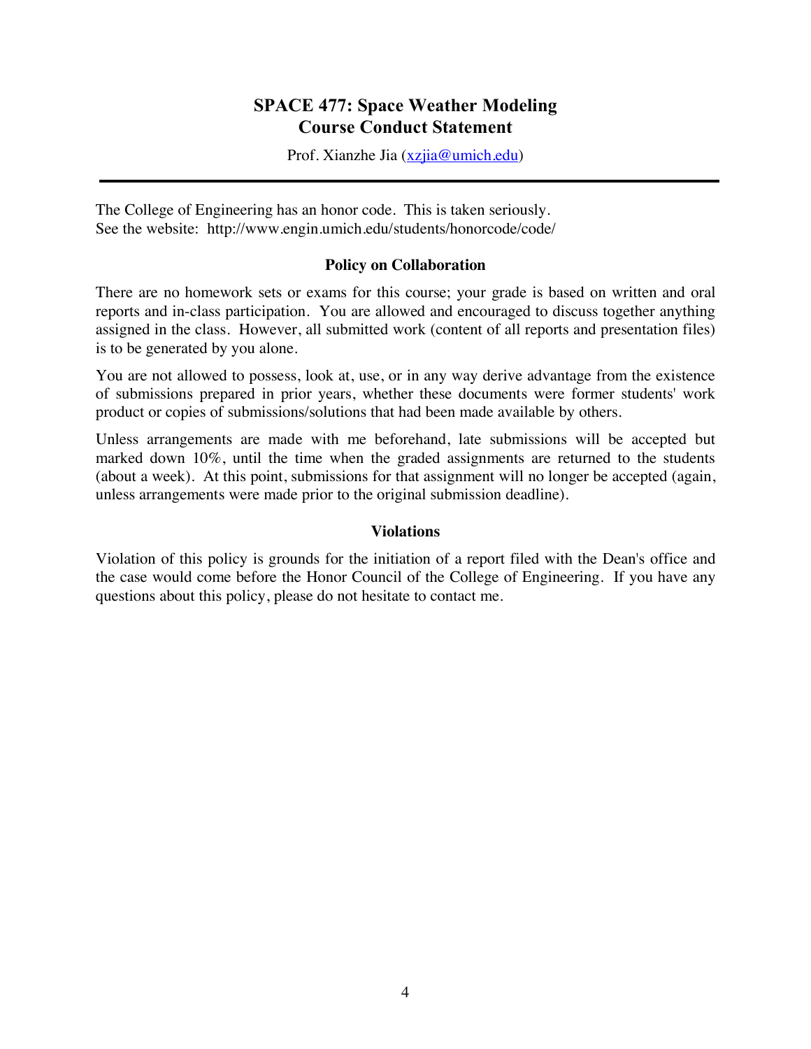# SPACE 477: Space Weather Modeling
# Course Conduct Statement

Prof. Xianzhe Jia (xzjia@umich.edu)

---

The College of Engineering has an honor code. This is taken seriously.
See the website: http://www.engin.umich.edu/students/honorcode/code/

### Policy on Collaboration

There are no homework sets or exams for this course; your grade is based on written and oral reports and in-class participation. You are allowed and encouraged to discuss together anything assigned in the class. However, all submitted work (content of all reports and presentation files) is to be generated by you alone.

You are not allowed to possess, look at, use, or in any way derive advantage from the existence of submissions prepared in prior years, whether these documents were former students' work product or copies of submissions/solutions that had been made available by others.

Unless arrangements are made with me beforehand, late submissions will be accepted but marked down 10%, until the time when the graded assignments are returned to the students (about a week). At this point, submissions for that assignment will no longer be accepted (again, unless arrangements were made prior to the original submission deadline).

### Violations

Violation of this policy is grounds for the initiation of a report filed with the Dean's office and the case would come before the Honor Council of the College of Engineering. If you have any questions about this policy, please do not hesitate to contact me.